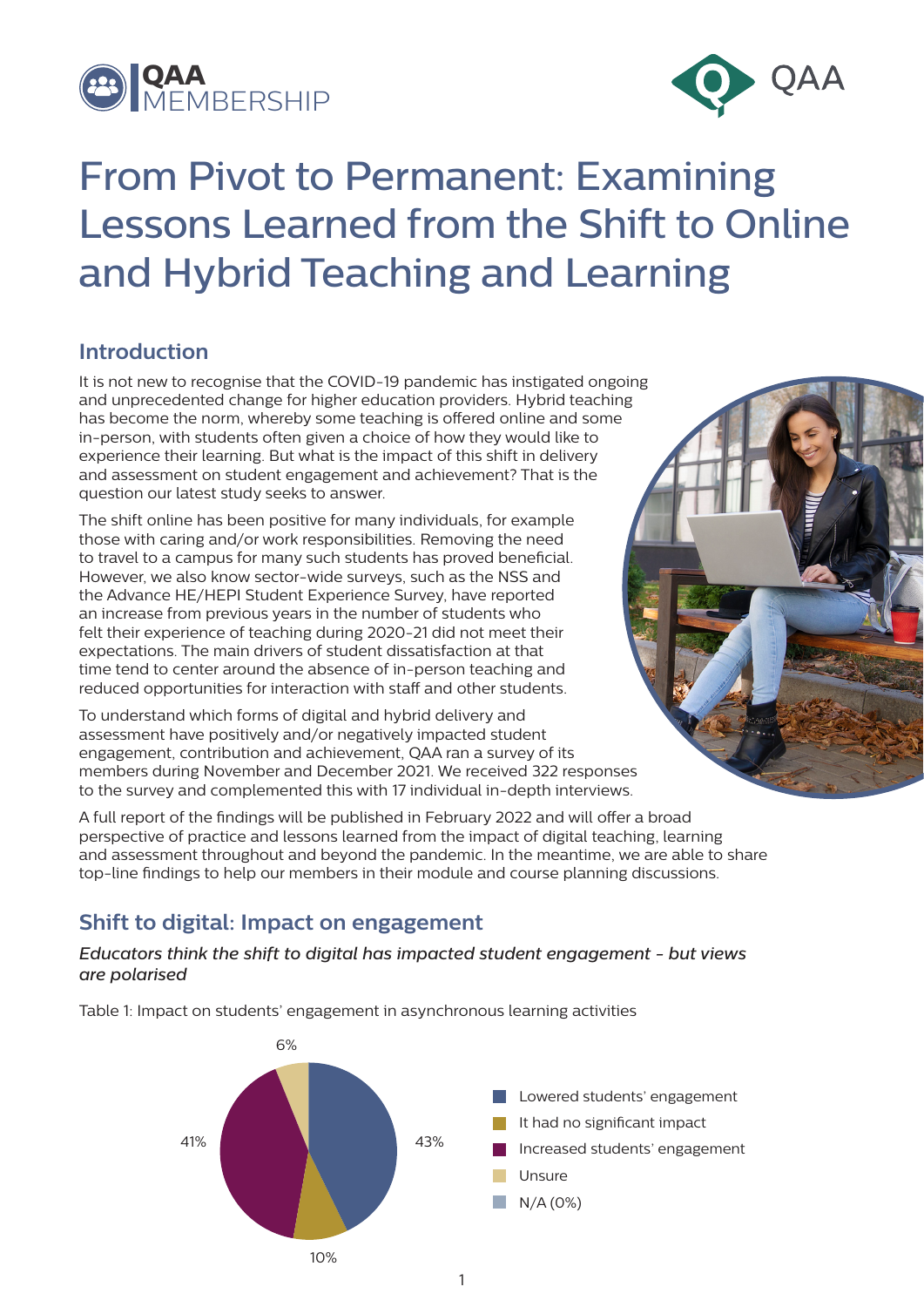# From Pivot to Permanent: Examining Lessons Learned from the Shift to Online and Hybrid Teaching and Learning

## Introduction

It is not new to recognise that the COVID-19 pandemic has instigated ongoing and unprecedented change for higher education providers. Hybrid teaching has become the norm, whereby some teaching is offered online and some in-person, with students often given a choice of how they would like to experience their learning. But what is the impact of this shift in delivery and assessment on student engagement and achievement? That is the question our latest study seeks to answer.

The shift online has been positive for many individuals, for example those with caring and/or work responsibilities. Removing the need to travel to a campus for many such students has proved beneficial. However, we also know sector-wide surveys, such as the NSS and the Advance HE/HEPI Student Experience Survey, have reported an increase from previous years in the number of students who felt their experience of teaching during 2020-21 did not meet their expectations. The main drivers of student dissatisfaction at that time tend to center around the absence of in-person teaching and reduced opportunities for interaction with staff and other students.

To understand which forms of digital and hybrid delivery and assessment have positively and/or negatively impacted student engagement, contribution and achievement, QAA ran a survey of its members during November and December 2021. We received 322 responses to the survey and complemented this with 17 individual in-depth interviews.

A full report of the findings will be published in February 2022 and will offer a broad perspective of practice and lessons learned from the impact of digital teaching, learning and assessment throughout and beyond the pandemic. In the meantime, we are able to share top-line findings to help our members in their module and course planning discussions.

## Shift to digital: Impact on engagement

*Educators think the shift to digital has impacted student engagement - but views are polarised*

Table 1: Impact on students' engagement in asynchronous learning activities

| Response | Percentage |
|---|---|
| Lowered students' engagement | 43% |
| It had no significant impact | 10% |
| Increased students' engagement | 41% |
| Unsure | 6% |
| N/A | 0% |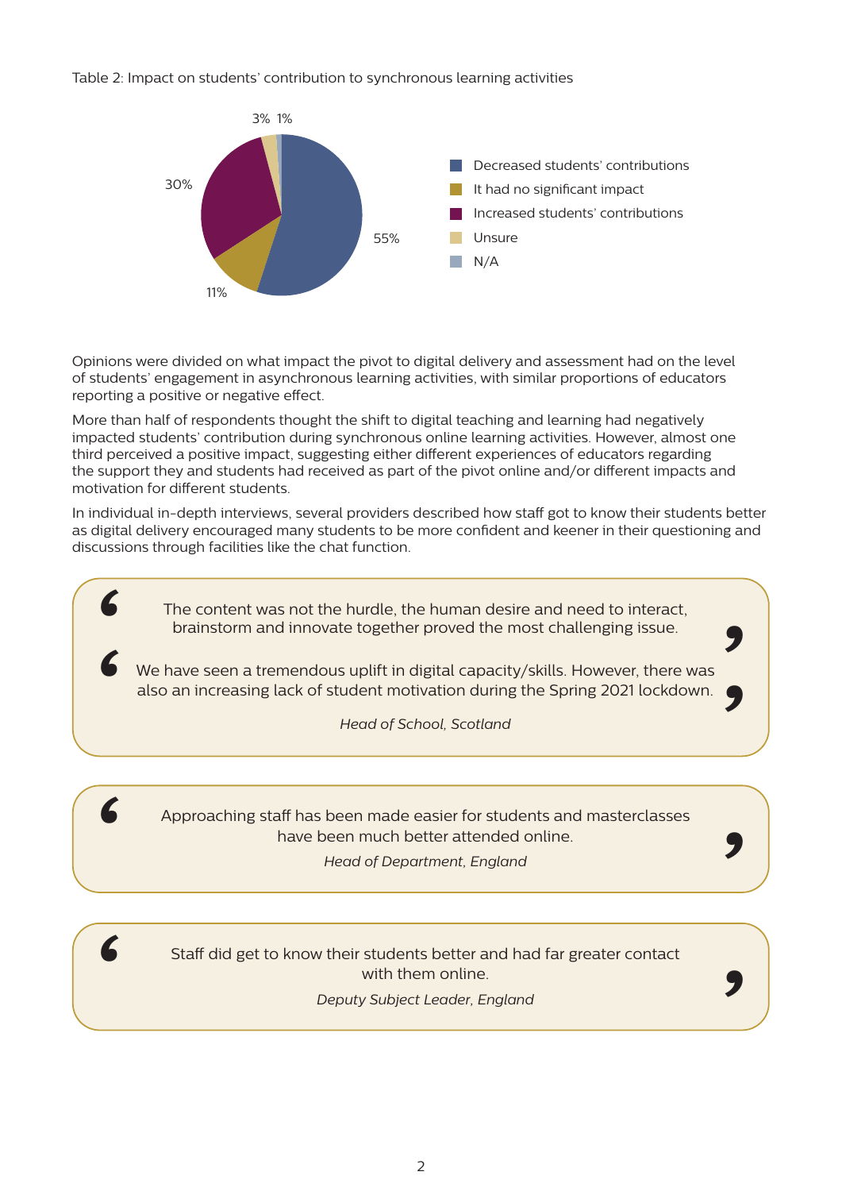Table 2: Impact on students' contribution to synchronous learning activities

| Response | Percentage |
|---|---|
| Decreased students' contributions | 55% |
| It had no significant impact | 11% |
| Increased students' contributions | 30% |
| Unsure | 3% |
| N/A | 1% |

Opinions were divided on what impact the pivot to digital delivery and assessment had on the level of students' engagement in asynchronous learning activities, with similar proportions of educators reporting a positive or negative effect.

More than half of respondents thought the shift to digital teaching and learning had negatively impacted students' contribution during synchronous online learning activities. However, almost one third perceived a positive impact, suggesting either different experiences of educators regarding the support they and students had received as part of the pivot online and/or different impacts and motivation for different students.

In individual in-depth interviews, several providers described how staff got to know their students better as digital delivery encouraged many students to be more confident and keener in their questioning and discussions through facilities like the chat function.

> "The content was not the hurdle, the human desire and need to interact, brainstorm and innovate together proved the most challenging issue."
>
> "We have seen a tremendous uplift in digital capacity/skills. However, there was also an increasing lack of student motivation during the Spring 2021 lockdown."
>
> *Head of School, Scotland*

> "Approaching staff has been made easier for students and masterclasses have been much better attended online."
>
> *Head of Department, England*

> "Staff did get to know their students better and had far greater contact with them online."
>
> *Deputy Subject Leader, England*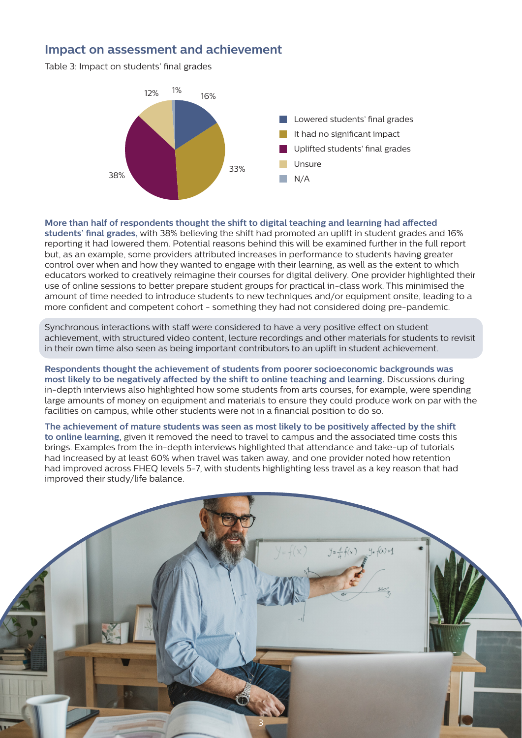## Impact on assessment and achievement

Table 3: Impact on students' final grades

| Response | Percentage |
|---|---|
| Lowered students' final grades | 16% |
| It had no significant impact | 33% |
| Uplifted students' final grades | 38% |
| Unsure | 12% |
| N/A | 1% |

**More than half of respondents thought the shift to digital teaching and learning had affected students' final grades,** with 38% believing the shift had promoted an uplift in student grades and 16% reporting it had lowered them. Potential reasons behind this will be examined further in the full report but, as an example, some providers attributed increases in performance to students having greater control over when and how they wanted to engage with their learning, as well as the extent to which educators worked to creatively reimagine their courses for digital delivery. One provider highlighted their use of online sessions to better prepare student groups for practical in-class work. This minimised the amount of time needed to introduce students to new techniques and/or equipment onsite, leading to a more confident and competent cohort - something they had not considered doing pre-pandemic.

Synchronous interactions with staff were considered to have a very positive effect on student achievement, with structured video content, lecture recordings and other materials for students to revisit in their own time also seen as being important contributors to an uplift in student achievement.

**Respondents thought the achievement of students from poorer socioeconomic backgrounds was most likely to be negatively affected by the shift to online teaching and learning.** Discussions during in-depth interviews also highlighted how some students from arts courses, for example, were spending large amounts of money on equipment and materials to ensure they could produce work on par with the facilities on campus, while other students were not in a financial position to do so.

**The achievement of mature students was seen as most likely to be positively affected by the shift to online learning,** given it removed the need to travel to campus and the associated time costs this brings. Examples from the in-depth interviews highlighted that attendance and take-up of tutorials had increased by at least 60% when travel was taken away, and one provider noted how retention had improved across FHEQ levels 5-7, with students highlighting less travel as a key reason that had improved their study/life balance.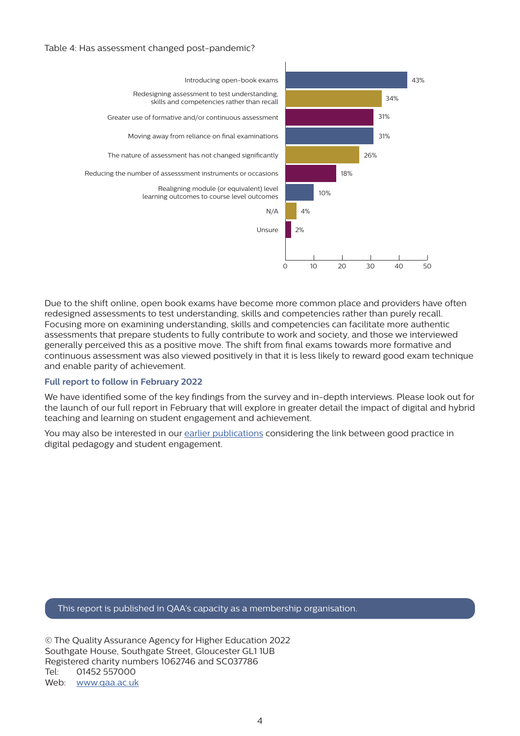Table 4: Has assessment changed post-pandemic?

Introducing open-book exams 43%
Redesigning assessment to test understanding, skills and competencies rather than recall 34%
Greater use of formative and/or continuous assessment 31%
Moving away from reliance on final examinations 31%
The nature of assessment has not changed significantly 26%
Reducing the number of assesssment instruments or occasions 18%
Realigning module (or equivalent) level learning outcomes to course level outcomes 10%
N/A 4%
Unsure 2%

0 10 20 30 40 50

Due to the shift online, open book exams have become more common place and providers have often redesigned assessments to test understanding, skills and competencies rather than purely recall. Focusing more on examining understanding, skills and competencies can facilitate more authentic assessments that prepare students to fully contribute to work and society, and those we interviewed generally perceived this as a positive move. The shift from final exams towards more formative and continuous assessment was also viewed positively in that it is less likely to reward good exam technique and enable parity of achievement.

### Full report to follow in February 2022

We have identified some of the key findings from the survey and in-depth interviews. Please look out for the launch of our full report in February that will explore in greater detail the impact of digital and hybrid teaching and learning on student engagement and achievement.

You may also be interested in our earlier publications considering the link between good practice in digital pedagogy and student engagement.

This report is published in QAA's capacity as a membership organisation.

© The Quality Assurance Agency for Higher Education 2022
Southgate House, Southgate Street, Gloucester GL1 1UB
Registered charity numbers 1062746 and SC037786
Tel: 01452 557000
Web: www.qaa.ac.uk